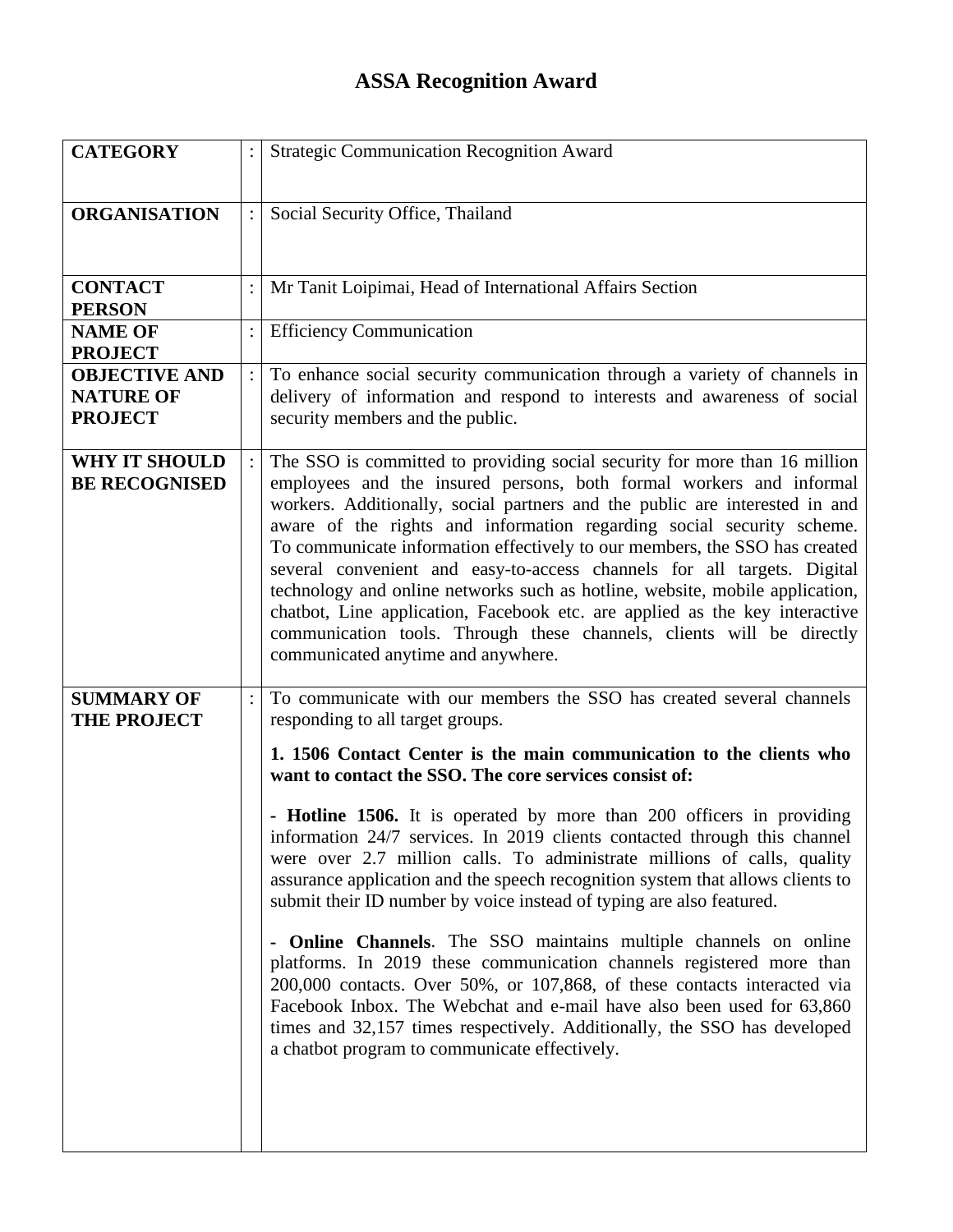# ASSA Recognition Award

| | | |
|---|---|---|
| **CATEGORY** | : | Strategic Communication Recognition Award |
| **ORGANISATION** | : | Social Security Office, Thailand |
| **CONTACT PERSON** | : | Mr Tanit Loipimai, Head of International Affairs Section |
| **NAME OF PROJECT** | : | Efficiency Communication |
| **OBJECTIVE AND NATURE OF PROJECT** | : | To enhance social security communication through a variety of channels in delivery of information and respond to interests and awareness of social security members and the public. |
| **WHY IT SHOULD BE RECOGNISED** | : | The SSO is committed to providing social security for more than 16 million employees and the insured persons, both formal workers and informal workers. Additionally, social partners and the public are interested in and aware of the rights and information regarding social security scheme. To communicate information effectively to our members, the SSO has created several convenient and easy-to-access channels for all targets. Digital technology and online networks such as hotline, website, mobile application, chatbot, Line application, Facebook etc. are applied as the key interactive communication tools. Through these channels, clients will be directly communicated anytime and anywhere. |
| **SUMMARY OF THE PROJECT** | : | To communicate with our members the SSO has created several channels responding to all target groups.<br><br>**1. 1506 Contact Center is the main communication to the clients who want to contact the SSO. The core services consist of:**<br><br>- **Hotline 1506.** It is operated by more than 200 officers in providing information 24/7 services. In 2019 clients contacted through this channel were over 2.7 million calls. To administrate millions of calls, quality assurance application and the speech recognition system that allows clients to submit their ID number by voice instead of typing are also featured.<br><br>- **Online Channels**. The SSO maintains multiple channels on online platforms. In 2019 these communication channels registered more than 200,000 contacts. Over 50%, or 107,868, of these contacts interacted via Facebook Inbox. The Webchat and e-mail have also been used for 63,860 times and 32,157 times respectively. Additionally, the SSO has developed a chatbot program to communicate effectively. |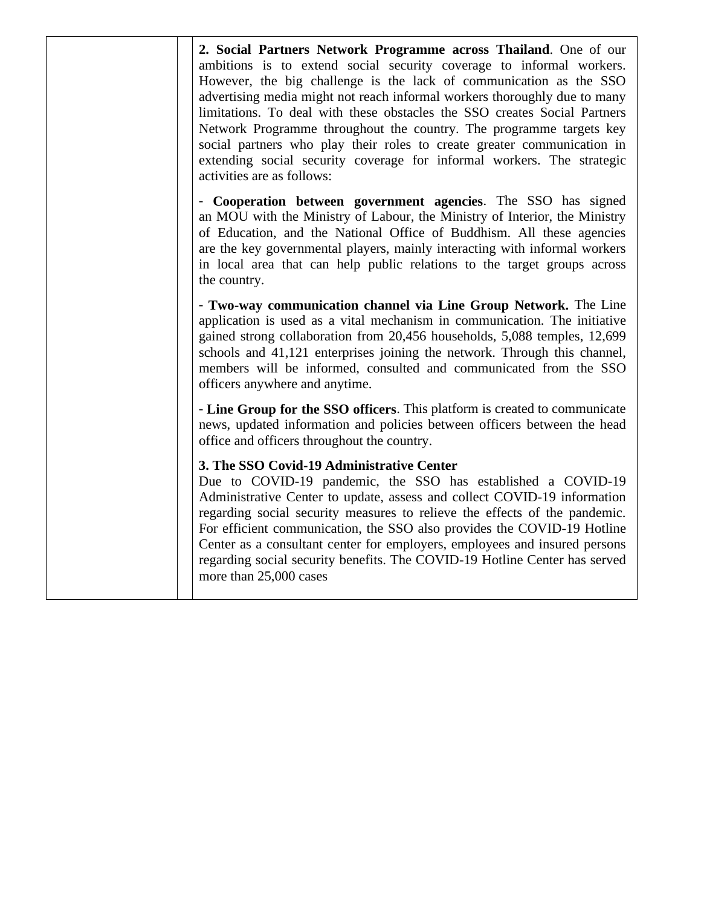| | | |
|---|---|---|
| | | **2. Social Partners Network Programme across Thailand**. One of our ambitions is to extend social security coverage to informal workers. However, the big challenge is the lack of communication as the SSO advertising media might not reach informal workers thoroughly due to many limitations. To deal with these obstacles the SSO creates Social Partners Network Programme throughout the country. The programme targets key social partners who play their roles to create greater communication in extending social security coverage for informal workers. The strategic activities are as follows:<br><br>- **Cooperation between government agencies**. The SSO has signed an MOU with the Ministry of Labour, the Ministry of Interior, the Ministry of Education, and the National Office of Buddhism. All these agencies are the key governmental players, mainly interacting with informal workers in local area that can help public relations to the target groups across the country.<br><br>- **Two-way communication channel via Line Group Network.** The Line application is used as a vital mechanism in communication. The initiative gained strong collaboration from 20,456 households, 5,088 temples, 12,699 schools and 41,121 enterprises joining the network. Through this channel, members will be informed, consulted and communicated from the SSO officers anywhere and anytime.<br><br>- **Line Group for the SSO officers**. This platform is created to communicate news, updated information and policies between officers between the head office and officers throughout the country.<br><br>**3. The SSO Covid-19 Administrative Center**<br>Due to COVID-19 pandemic, the SSO has established a COVID-19 Administrative Center to update, assess and collect COVID-19 information regarding social security measures to relieve the effects of the pandemic. For efficient communication, the SSO also provides the COVID-19 Hotline Center as a consultant center for employers, employees and insured persons regarding social security benefits. The COVID-19 Hotline Center has served more than 25,000 cases |